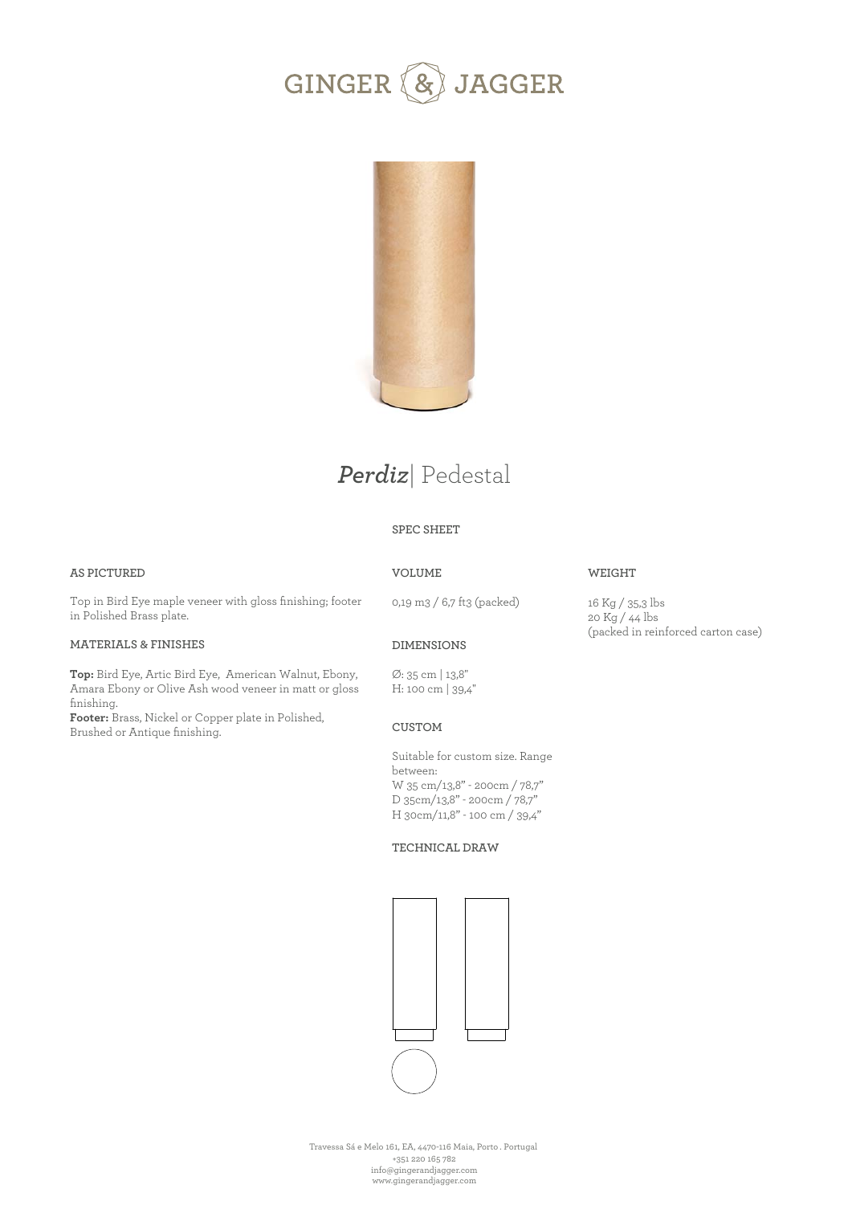# GINGER & JAGGER

## *Perdiz*| Pedestal

**SPEC SHEET**

### AS PICTURED

Top in Bird Eye maple veneer with gloss finishing; footer in Polished Brass plate.

### MATERIALS & FINISHES

**Top:** Bird Eye, Artic Bird Eye, American Walnut, Ebony, Amara Ebony or Olive Ash wood veneer in matt or gloss finishing.
**Footer:** Brass, Nickel or Copper plate in Polished, Brushed or Antique finishing.

### VOLUME

0,19 m3 / 6,7 ft3 (packed)

### DIMENSIONS

Ø: 35 cm | 13,8"
H: 100 cm | 39,4"

### CUSTOM

Suitable for custom size. Range between:
W 35 cm/13,8" - 200cm / 78,7"
D 35cm/13,8" - 200cm / 78,7"
H 30cm/11,8" - 100 cm / 39,4"

### TECHNICAL DRAW

### WEIGHT

16 Kg / 35,3 lbs
20 Kg / 44 lbs
(packed in reinforced carton case)

Travessa Sá e Melo 161, EA, 4470-116 Maia, Porto . Portugal
+351 220 165 782
info@gingerandjagger.com
www.gingerandjagger.com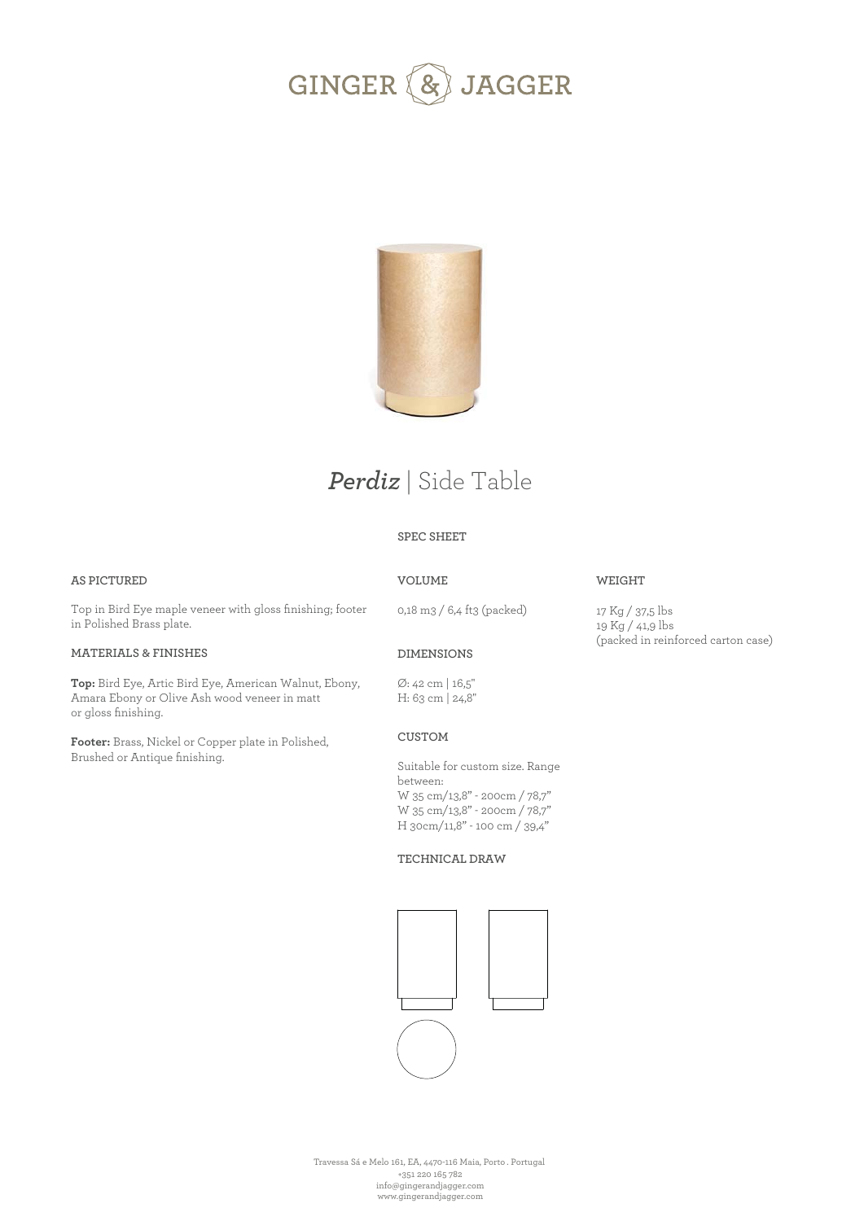# GINGER & JAGGER

## *Perdiz* | Side Table

SPEC SHEET

### AS PICTURED

Top in Bird Eye maple veneer with gloss finishing; footer in Polished Brass plate.

### MATERIALS & FINISHES

**Top:** Bird Eye, Artic Bird Eye, American Walnut, Ebony, Amara Ebony or Olive Ash wood veneer in matt or gloss finishing.

**Footer:** Brass, Nickel or Copper plate in Polished, Brushed or Antique finishing.

### VOLUME

0,18 m3 / 6,4 ft3 (packed)

### DIMENSIONS

Ø: 42 cm | 16,5"
H: 63 cm | 24,8"

### CUSTOM

Suitable for custom size. Range between:
W 35 cm/13,8" - 200cm / 78,7"
W 35 cm/13,8" - 200cm / 78,7"
H 30cm/11,8" - 100 cm / 39,4"

### TECHNICAL DRAW

### WEIGHT

17 Kg / 37,5 lbs
19 Kg / 41,9 lbs
(packed in reinforced carton case)

Travessa Sá e Melo 161, EA, 4470-116 Maia, Porto . Portugal
+351 220 165 782
info@gingerandjagger.com
www.gingerandjagger.com